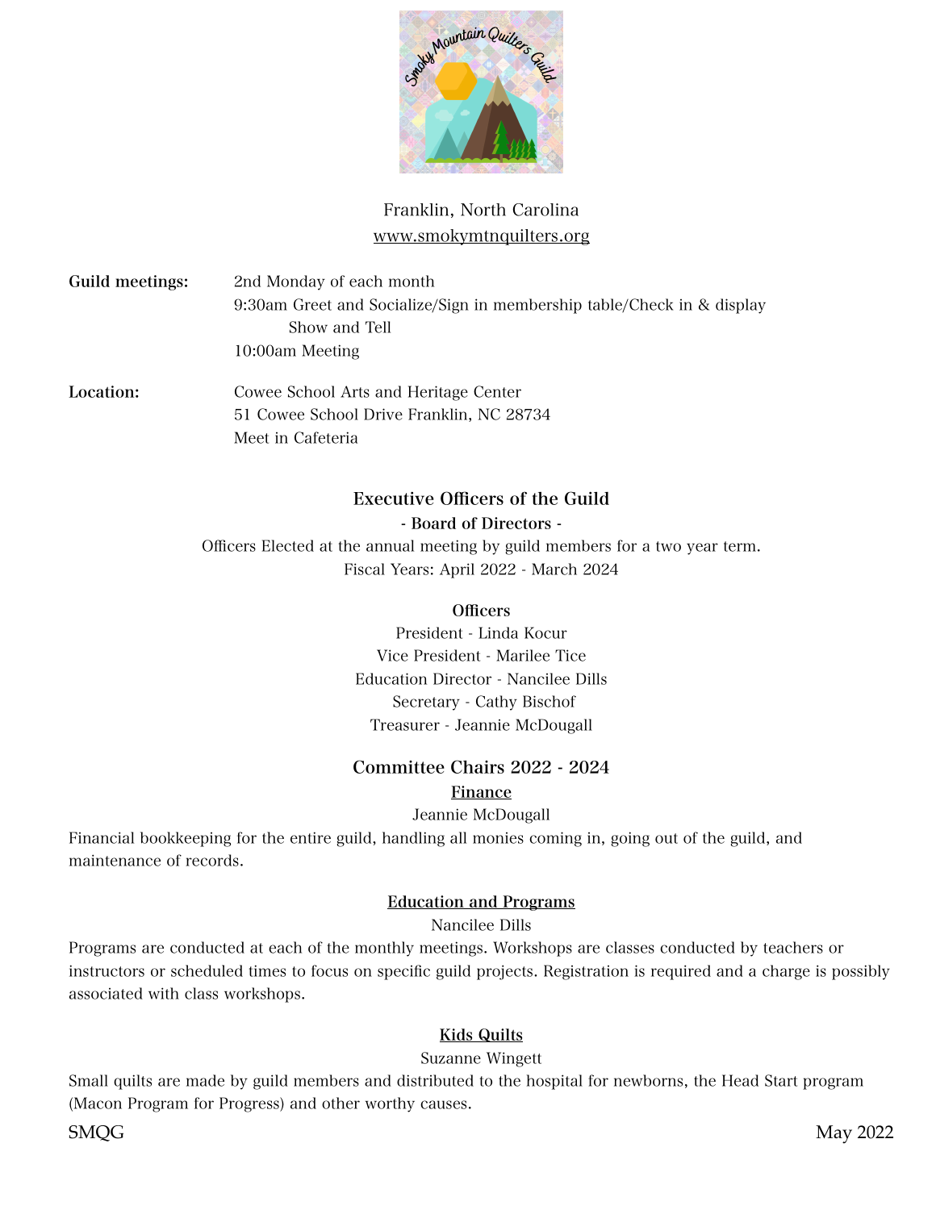Franklin, North Carolina

www.smokymtnquilters.org

**Guild meetings:** 2nd Monday of each month

9:30am Greet and Socialize/Sign in membership table/Check in & display Show and Tell

10:00am Meeting

**Location:** Cowee School Arts and Heritage Center

51 Cowee School Drive Franklin, NC 28734

Meet in Cafeteria

## Executive Officers of the Guild

### - Board of Directors -

Officers Elected at the annual meeting by guild members for a two year term.

Fiscal Years: April 2022 - March 2024

**Officers**

President - Linda Kocur

Vice President - Marilee Tice

Education Director - Nancilee Dills

Secretary - Cathy Bischof

Treasurer - Jeannie McDougall

## Committee Chairs 2022 - 2024

**Finance**

Jeannie McDougall

Financial bookkeeping for the entire guild, handling all monies coming in, going out of the guild, and maintenance of records.

**Education and Programs**

Nancilee Dills

Programs are conducted at each of the monthly meetings. Workshops are classes conducted by teachers or instructors or scheduled times to focus on specific guild projects. Registration is required and a charge is possibly associated with class workshops.

**Kids Quilts**

Suzanne Wingett

Small quilts are made by guild members and distributed to the hospital for newborns, the Head Start program (Macon Program for Progress) and other worthy causes.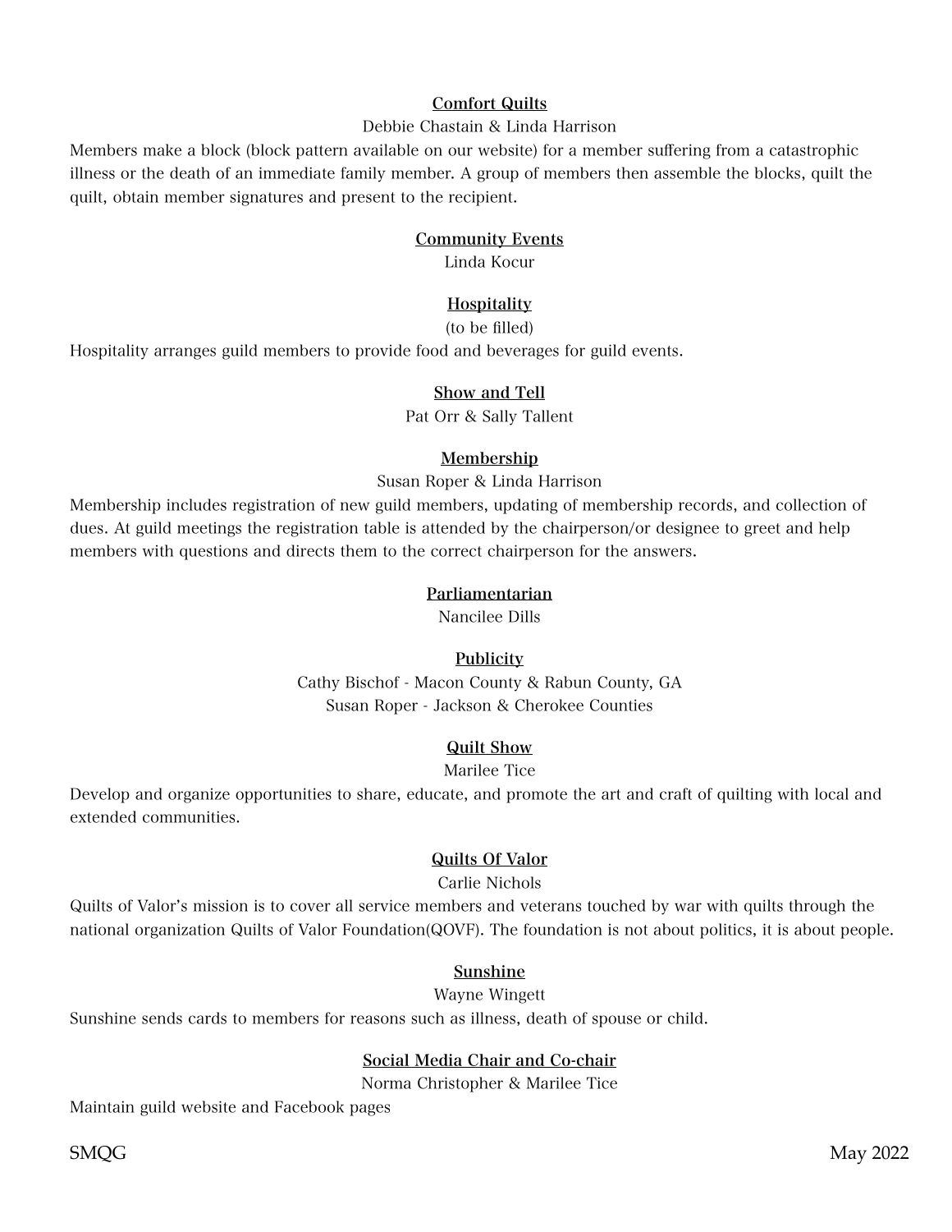### Comfort Quilts

Debbie Chastain & Linda Harrison

Members make a block (block pattern available on our website) for a member suffering from a catastrophic illness or the death of an immediate family member. A group of members then assemble the blocks, quilt the quilt, obtain member signatures and present to the recipient.

### Community Events

Linda Kocur

### Hospitality

(to be filled)

Hospitality arranges guild members to provide food and beverages for guild events.

### Show and Tell

Pat Orr & Sally Tallent

### Membership

Susan Roper & Linda Harrison

Membership includes registration of new guild members, updating of membership records, and collection of dues. At guild meetings the registration table is attended by the chairperson/or designee to greet and help members with questions and directs them to the correct chairperson for the answers.

### Parliamentarian

Nancilee Dills

### Publicity

Cathy Bischof - Macon County & Rabun County, GA
Susan Roper - Jackson & Cherokee Counties

### Quilt Show

Marilee Tice

Develop and organize opportunities to share, educate, and promote the art and craft of quilting with local and extended communities.

### Quilts Of Valor

Carlie Nichols

Quilts of Valor's mission is to cover all service members and veterans touched by war with quilts through the national organization Quilts of Valor Foundation(QOVF). The foundation is not about politics, it is about people.

### Sunshine

Wayne Wingett

Sunshine sends cards to members for reasons such as illness, death of spouse or child.

### Social Media Chair and Co-chair

Norma Christopher & Marilee Tice

Maintain guild website and Facebook pages